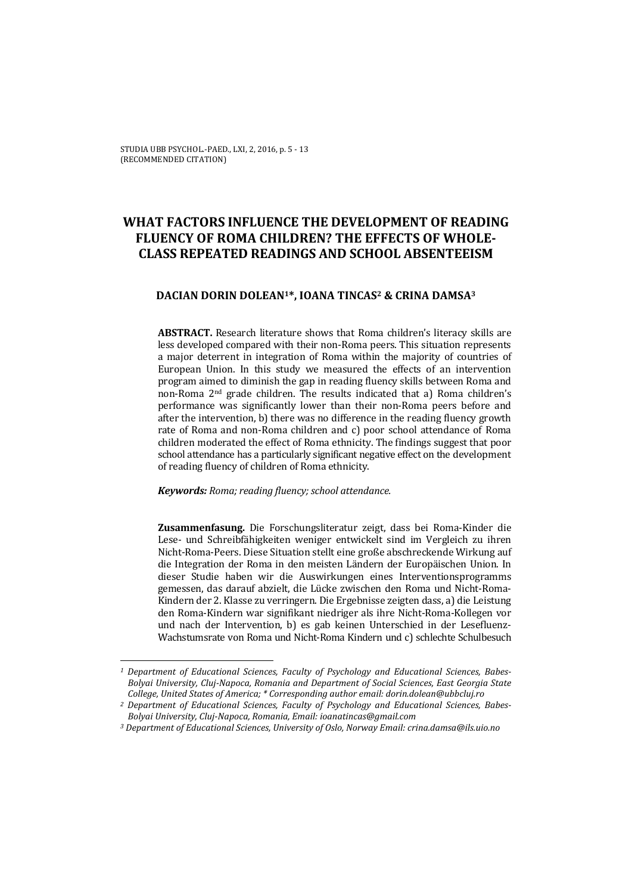STUDIA UBB PSYCHOL.-PAED., LXI, 2, 2016, p. 5 - 13
(RECOMMENDED CITATION)

# WHAT FACTORS INFLUENCE THE DEVELOPMENT OF READING FLUENCY OF ROMA CHILDREN? THE EFFECTS OF WHOLE-CLASS REPEATED READINGS AND SCHOOL ABSENTEEISM

**DACIAN DORIN DOLEAN[1]*, IOANA TINCAS[2] & CRINA DAMSA[3]**

**ABSTRACT.** Research literature shows that Roma children's literacy skills are less developed compared with their non-Roma peers. This situation represents a major deterrent in integration of Roma within the majority of countries of European Union. In this study we measured the effects of an intervention program aimed to diminish the gap in reading fluency skills between Roma and non-Roma 2nd grade children. The results indicated that a) Roma children's performance was significantly lower than their non-Roma peers before and after the intervention, b) there was no difference in the reading fluency growth rate of Roma and non-Roma children and c) poor school attendance of Roma children moderated the effect of Roma ethnicity. The findings suggest that poor school attendance has a particularly significant negative effect on the development of reading fluency of children of Roma ethnicity.

***Keywords:*** *Roma; reading fluency; school attendance.*

**Zusammenfasung.** Die Forschungsliteratur zeigt, dass bei Roma-Kinder die Lese- und Schreibfähigkeiten weniger entwickelt sind im Vergleich zu ihren Nicht-Roma-Peers. Diese Situation stellt eine große abschreckende Wirkung auf die Integration der Roma in den meisten Ländern der Europäischen Union. In dieser Studie haben wir die Auswirkungen eines Interventionsprogramms gemessen, das darauf abzielt, die Lücke zwischen den Roma und Nicht-Roma-Kindern der 2. Klasse zu verringern. Die Ergebnisse zeigten dass, a) die Leistung den Roma-Kindern war signifikant niedriger als ihre Nicht-Roma-Kollegen vor und nach der Intervention, b) es gab keinen Unterschied in der Lesefluenz-Wachstumsrate von Roma und Nicht-Roma Kindern und c) schlechte Schulbesuch

---

*[1] Department of Educational Sciences, Faculty of Psychology and Educational Sciences, Babes-Bolyai University, Cluj-Napoca, Romania and Department of Social Sciences, East Georgia State College, United States of America; * Corresponding author email: dorin.dolean@ubbcluj.ro*

*[2] Department of Educational Sciences, Faculty of Psychology and Educational Sciences, Babes-Bolyai University, Cluj-Napoca, Romania, Email: ioanatincas@gmail.com*

*[3] Department of Educational Sciences, University of Oslo, Norway Email: crina.damsa@ils.uio.no*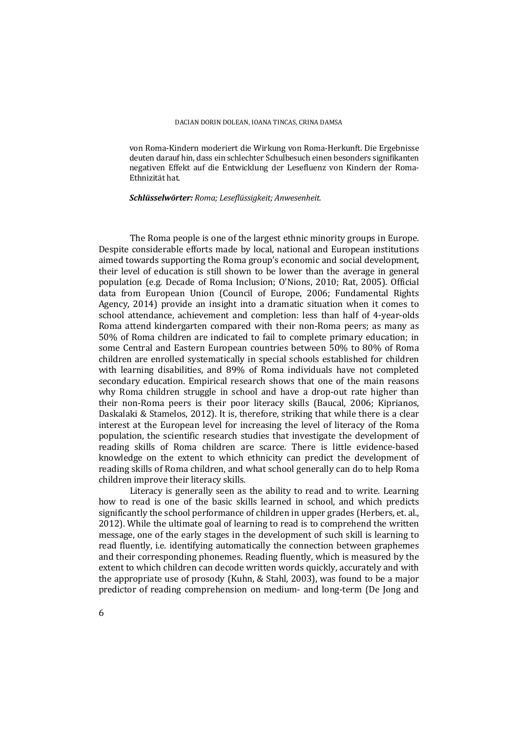von Roma-Kindern moderiert die Wirkung von Roma-Herkunft. Die Ergebnisse deuten darauf hin, dass ein schlechter Schulbesuch einen besonders signifikanten negativen Effekt auf die Entwicklung der Lesefluenz von Kindern der Roma-Ethnizität hat.

***Schlüsselwörter:*** *Roma; Leseflüssigkeit; Anwesenheit.*

The Roma people is one of the largest ethnic minority groups in Europe. Despite considerable efforts made by local, national and European institutions aimed towards supporting the Roma group's economic and social development, their level of education is still shown to be lower than the average in general population (e.g. Decade of Roma Inclusion; O'Nions, 2010; Rat, 2005). Official data from European Union (Council of Europe, 2006; Fundamental Rights Agency, 2014) provide an insight into a dramatic situation when it comes to school attendance, achievement and completion: less than half of 4-year-olds Roma attend kindergarten compared with their non-Roma peers; as many as 50% of Roma children are indicated to fail to complete primary education; in some Central and Eastern European countries between 50% to 80% of Roma children are enrolled systematically in special schools established for children with learning disabilities, and 89% of Roma individuals have not completed secondary education. Empirical research shows that one of the main reasons why Roma children struggle in school and have a drop-out rate higher than their non-Roma peers is their poor literacy skills (Baucal, 2006; Kiprianos, Daskalaki & Stamelos, 2012). It is, therefore, striking that while there is a clear interest at the European level for increasing the level of literacy of the Roma population, the scientific research studies that investigate the development of reading skills of Roma children are scarce. There is little evidence-based knowledge on the extent to which ethnicity can predict the development of reading skills of Roma children, and what school generally can do to help Roma children improve their literacy skills.

Literacy is generally seen as the ability to read and to write. Learning how to read is one of the basic skills learned in school, and which predicts significantly the school performance of children in upper grades (Herbers, et. al., 2012). While the ultimate goal of learning to read is to comprehend the written message, one of the early stages in the development of such skill is learning to read fluently, i.e. identifying automatically the connection between graphemes and their corresponding phonemes. Reading fluently, which is measured by the extent to which children can decode written words quickly, accurately and with the appropriate use of prosody (Kuhn, & Stahl, 2003), was found to be a major predictor of reading comprehension on medium- and long-term (De Jong and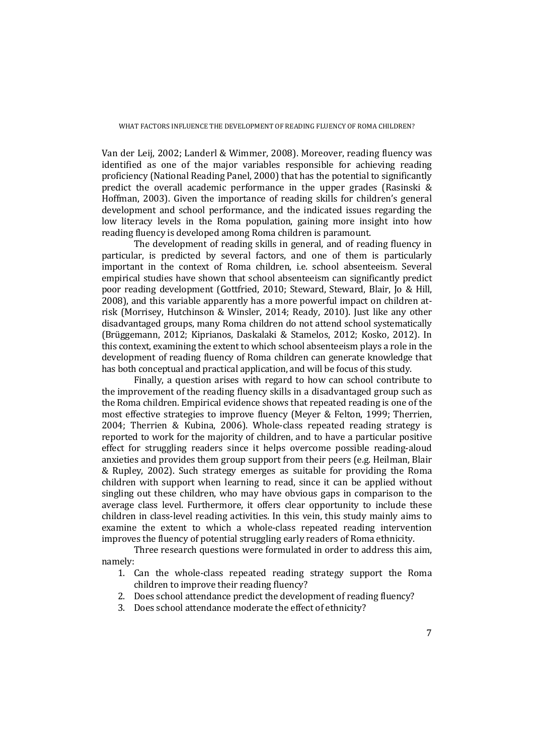Van der Leij, 2002; Landerl & Wimmer, 2008). Moreover, reading fluency was identified as one of the major variables responsible for achieving reading proficiency (National Reading Panel, 2000) that has the potential to significantly predict the overall academic performance in the upper grades (Rasinski & Hoffman, 2003). Given the importance of reading skills for children's general development and school performance, and the indicated issues regarding the low literacy levels in the Roma population, gaining more insight into how reading fluency is developed among Roma children is paramount.

The development of reading skills in general, and of reading fluency in particular, is predicted by several factors, and one of them is particularly important in the context of Roma children, i.e. school absenteeism. Several empirical studies have shown that school absenteeism can significantly predict poor reading development (Gottfried, 2010; Steward, Steward, Blair, Jo & Hill, 2008), and this variable apparently has a more powerful impact on children at-risk (Morrisey, Hutchinson & Winsler, 2014; Ready, 2010). Just like any other disadvantaged groups, many Roma children do not attend school systematically (Brüggemann, 2012; Kiprianos, Daskalaki & Stamelos, 2012; Kosko, 2012). In this context, examining the extent to which school absenteeism plays a role in the development of reading fluency of Roma children can generate knowledge that has both conceptual and practical application, and will be focus of this study.

Finally, a question arises with regard to how can school contribute to the improvement of the reading fluency skills in a disadvantaged group such as the Roma children. Empirical evidence shows that repeated reading is one of the most effective strategies to improve fluency (Meyer & Felton, 1999; Therrien, 2004; Therrien & Kubina, 2006). Whole-class repeated reading strategy is reported to work for the majority of children, and to have a particular positive effect for struggling readers since it helps overcome possible reading-aloud anxieties and provides them group support from their peers (e.g. Heilman, Blair & Rupley, 2002). Such strategy emerges as suitable for providing the Roma children with support when learning to read, since it can be applied without singling out these children, who may have obvious gaps in comparison to the average class level. Furthermore, it offers clear opportunity to include these children in class-level reading activities. In this vein, this study mainly aims to examine the extent to which a whole-class repeated reading intervention improves the fluency of potential struggling early readers of Roma ethnicity.

Three research questions were formulated in order to address this aim, namely:

1. Can the whole-class repeated reading strategy support the Roma children to improve their reading fluency?
2. Does school attendance predict the development of reading fluency?
3. Does school attendance moderate the effect of ethnicity?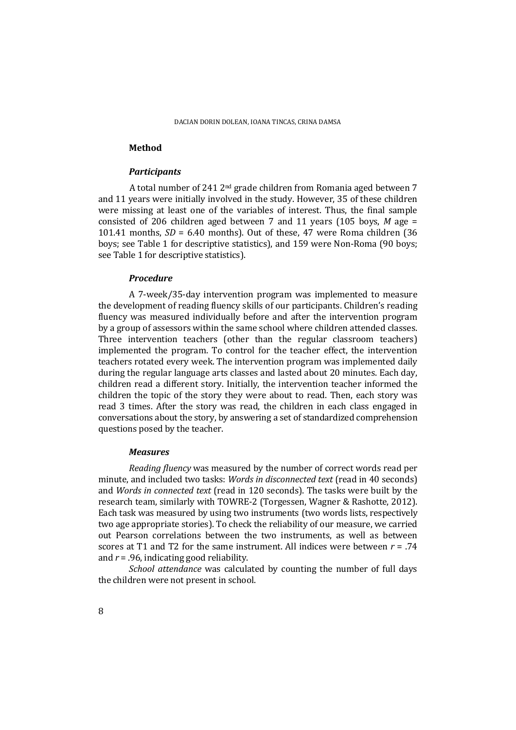## Method

### *Participants*

A total number of 241 2nd grade children from Romania aged between 7 and 11 years were initially involved in the study. However, 35 of these children were missing at least one of the variables of interest. Thus, the final sample consisted of 206 children aged between 7 and 11 years (105 boys, $M$ age = 101.41 months, $SD$ = 6.40 months). Out of these, 47 were Roma children (36 boys; see Table 1 for descriptive statistics), and 159 were Non-Roma (90 boys; see Table 1 for descriptive statistics).

### *Procedure*

A 7-week/35-day intervention program was implemented to measure the development of reading fluency skills of our participants. Children's reading fluency was measured individually before and after the intervention program by a group of assessors within the same school where children attended classes. Three intervention teachers (other than the regular classroom teachers) implemented the program. To control for the teacher effect, the intervention teachers rotated every week. The intervention program was implemented daily during the regular language arts classes and lasted about 20 minutes. Each day, children read a different story. Initially, the intervention teacher informed the children the topic of the story they were about to read. Then, each story was read 3 times. After the story was read, the children in each class engaged in conversations about the story, by answering a set of standardized comprehension questions posed by the teacher.

### *Measures*

*Reading fluency* was measured by the number of correct words read per minute, and included two tasks: *Words in disconnected text* (read in 40 seconds) and *Words in connected text* (read in 120 seconds). The tasks were built by the research team, similarly with TOWRE-2 (Torgessen, Wagner & Rashotte, 2012). Each task was measured by using two instruments (two words lists, respectively two age appropriate stories). To check the reliability of our measure, we carried out Pearson correlations between the two instruments, as well as between scores at T1 and T2 for the same instrument. All indices were between $r$ = .74 and $r$ = .96, indicating good reliability.

*School attendance* was calculated by counting the number of full days the children were not present in school.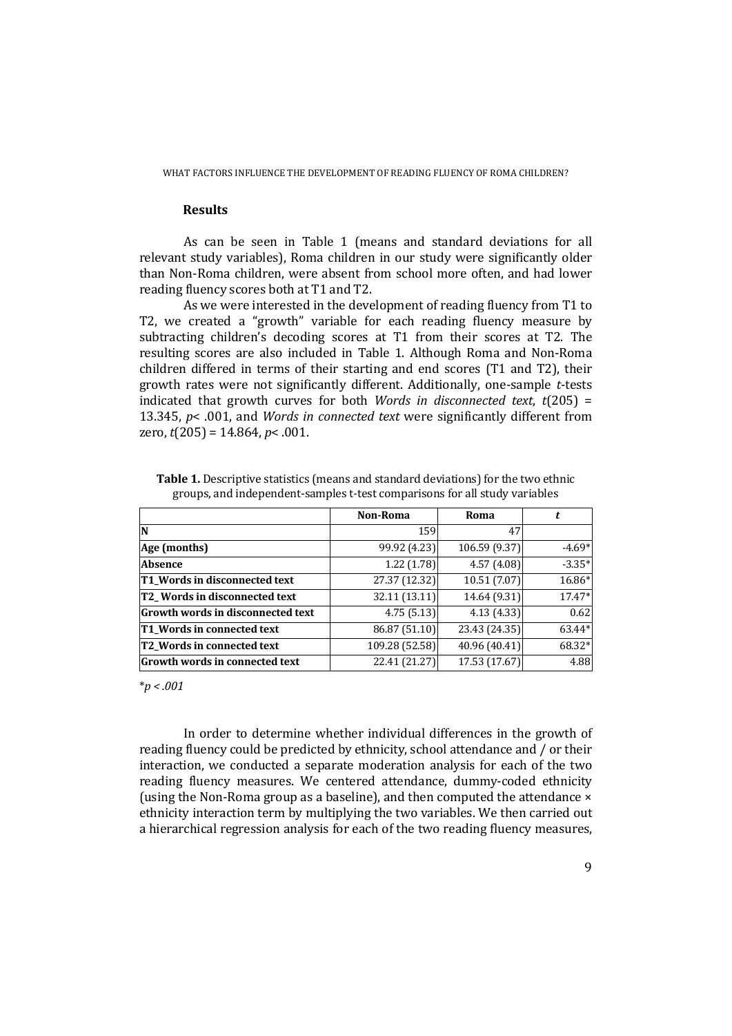## Results

As can be seen in Table 1 (means and standard deviations for all relevant study variables), Roma children in our study were significantly older than Non-Roma children, were absent from school more often, and had lower reading fluency scores both at T1 and T2.

As we were interested in the development of reading fluency from T1 to T2, we created a "growth" variable for each reading fluency measure by subtracting children's decoding scores at T1 from their scores at T2. The resulting scores are also included in Table 1. Although Roma and Non-Roma children differed in terms of their starting and end scores (T1 and T2), their growth rates were not significantly different. Additionally, one-sample *t*-tests indicated that growth curves for both *Words in disconnected text*, $t(205) = 13.345$, $p < .001$, and *Words in connected text* were significantly different from zero, $t(205) = 14.864$, $p < .001$.

**Table 1.** Descriptive statistics (means and standard deviations) for the two ethnic groups, and independent-samples t-test comparisons for all study variables

| | **Non-Roma** | **Roma** | ***t*** |
|---|---|---|---|
| **N** | 159 | 47 | |
| **Age (months)** | 99.92 (4.23) | 106.59 (9.37) | -4.69* |
| **Absence** | 1.22 (1.78) | 4.57 (4.08) | -3.35* |
| **T1_Words in disconnected text** | 27.37 (12.32) | 10.51 (7.07) | 16.86* |
| **T2_ Words in disconnected text** | 32.11 (13.11) | 14.64 (9.31) | 17.47* |
| **Growth words in disconnected text** | 4.75 (5.13) | 4.13 (4.33) | 0.62 |
| **T1_Words in connected text** | 86.87 (51.10) | 23.43 (24.35) | 63.44* |
| **T2_Words in connected text** | 109.28 (52.58) | 40.96 (40.41) | 68.32* |
| **Growth words in connected text** | 22.41 (21.27) | 17.53 (17.67) | 4.88 |

*$p < .001$

In order to determine whether individual differences in the growth of reading fluency could be predicted by ethnicity, school attendance and / or their interaction, we conducted a separate moderation analysis for each of the two reading fluency measures. We centered attendance, dummy-coded ethnicity (using the Non-Roma group as a baseline), and then computed the attendance × ethnicity interaction term by multiplying the two variables. We then carried out a hierarchical regression analysis for each of the two reading fluency measures,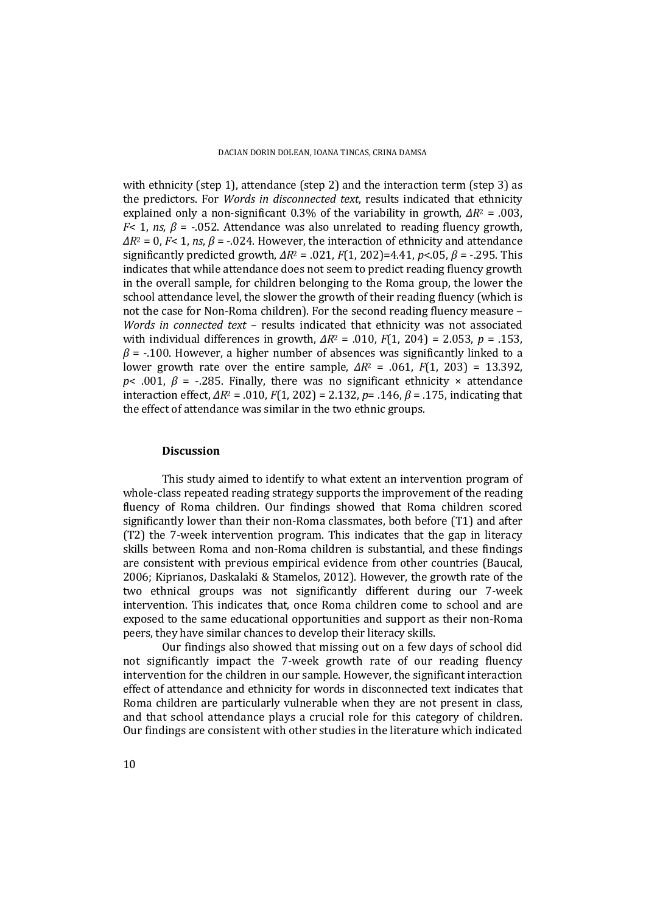with ethnicity (step 1), attendance (step 2) and the interaction term (step 3) as the predictors. For *Words in disconnected text*, results indicated that ethnicity explained only a non-significant 0.3% of the variability in growth, $\Delta R^2 = .003$, $F < 1$, *ns*, $\beta = -.052$. Attendance was also unrelated to reading fluency growth, $\Delta R^2 = 0$, $F < 1$, *ns*, $\beta = -.024$. However, the interaction of ethnicity and attendance significantly predicted growth, $\Delta R^2 = .021$, $F(1, 202)=4.41$, $p<.05$, $\beta = -.295$. This indicates that while attendance does not seem to predict reading fluency growth in the overall sample, for children belonging to the Roma group, the lower the school attendance level, the slower the growth of their reading fluency (which is not the case for Non-Roma children). For the second reading fluency measure – *Words in connected text* – results indicated that ethnicity was not associated with individual differences in growth, $\Delta R^2 = .010$, $F(1, 204) = 2.053$, $p = .153$, $\beta = -.100$. However, a higher number of absences was significantly linked to a lower growth rate over the entire sample, $\Delta R^2 = .061$, $F(1, 203) = 13.392$, $p < .001$, $\beta = -.285$. Finally, there was no significant ethnicity × attendance interaction effect, $\Delta R^2 = .010$, $F(1, 202) = 2.132$, $p = .146$, $\beta = .175$, indicating that the effect of attendance was similar in the two ethnic groups.

### Discussion

This study aimed to identify to what extent an intervention program of whole-class repeated reading strategy supports the improvement of the reading fluency of Roma children. Our findings showed that Roma children scored significantly lower than their non-Roma classmates, both before (T1) and after (T2) the 7-week intervention program. This indicates that the gap in literacy skills between Roma and non-Roma children is substantial, and these findings are consistent with previous empirical evidence from other countries (Baucal, 2006; Kiprianos, Daskalaki & Stamelos, 2012). However, the growth rate of the two ethnical groups was not significantly different during our 7-week intervention. This indicates that, once Roma children come to school and are exposed to the same educational opportunities and support as their non-Roma peers, they have similar chances to develop their literacy skills.

Our findings also showed that missing out on a few days of school did not significantly impact the 7-week growth rate of our reading fluency intervention for the children in our sample. However, the significant interaction effect of attendance and ethnicity for words in disconnected text indicates that Roma children are particularly vulnerable when they are not present in class, and that school attendance plays a crucial role for this category of children. Our findings are consistent with other studies in the literature which indicated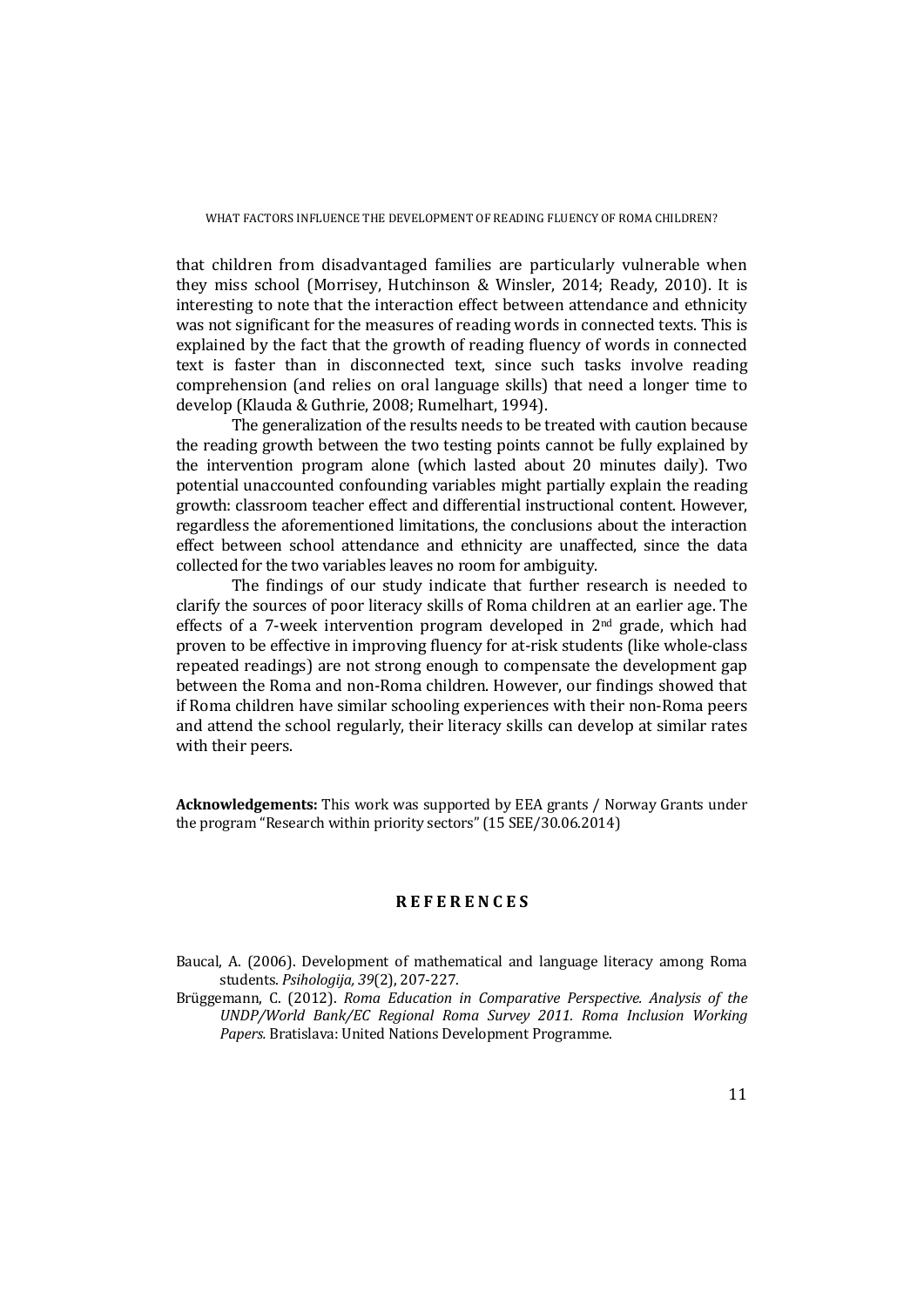that children from disadvantaged families are particularly vulnerable when they miss school (Morrisey, Hutchinson & Winsler, 2014; Ready, 2010). It is interesting to note that the interaction effect between attendance and ethnicity was not significant for the measures of reading words in connected texts. This is explained by the fact that the growth of reading fluency of words in connected text is faster than in disconnected text, since such tasks involve reading comprehension (and relies on oral language skills) that need a longer time to develop (Klauda & Guthrie, 2008; Rumelhart, 1994).

The generalization of the results needs to be treated with caution because the reading growth between the two testing points cannot be fully explained by the intervention program alone (which lasted about 20 minutes daily). Two potential unaccounted confounding variables might partially explain the reading growth: classroom teacher effect and differential instructional content. However, regardless the aforementioned limitations, the conclusions about the interaction effect between school attendance and ethnicity are unaffected, since the data collected for the two variables leaves no room for ambiguity.

The findings of our study indicate that further research is needed to clarify the sources of poor literacy skills of Roma children at an earlier age. The effects of a 7-week intervention program developed in 2nd grade, which had proven to be effective in improving fluency for at-risk students (like whole-class repeated readings) are not strong enough to compensate the development gap between the Roma and non-Roma children. However, our findings showed that if Roma children have similar schooling experiences with their non-Roma peers and attend the school regularly, their literacy skills can develop at similar rates with their peers.

**Acknowledgements:** This work was supported by EEA grants / Norway Grants under the program "Research within priority sectors" (15 SEE/30.06.2014)

## REFERENCES

Baucal, A. (2006). Development of mathematical and language literacy among Roma students. *Psihologija, 39*(2), 207-227.

Brüggemann, C. (2012). *Roma Education in Comparative Perspective. Analysis of the UNDP/World Bank/EC Regional Roma Survey 2011. Roma Inclusion Working Papers.* Bratislava: United Nations Development Programme.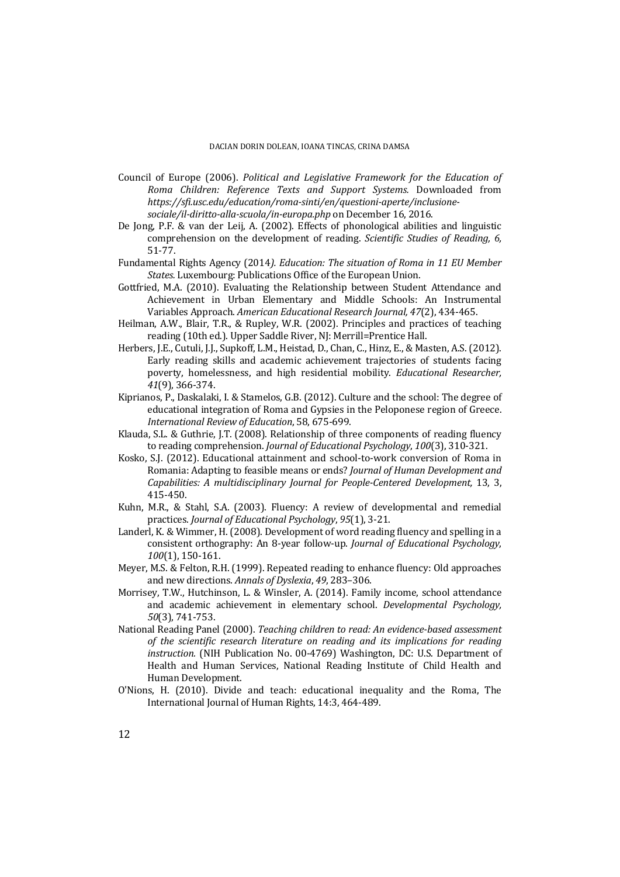Council of Europe (2006). *Political and Legislative Framework for the Education of Roma Children: Reference Texts and Support Systems.* Downloaded from *https://sfi.usc.edu/education/roma-sinti/en/questioni-aperte/inclusione-sociale/il-diritto-alla-scuola/in-europa.php* on December 16, 2016.

De Jong, P.F. & van der Leij, A. (2002). Effects of phonological abilities and linguistic comprehension on the development of reading. *Scientific Studies of Reading, 6,* 51-77.

Fundamental Rights Agency (2014*). Education: The situation of Roma in 11 EU Member States.* Luxembourg: Publications Office of the European Union.

Gottfried, M.A. (2010). Evaluating the Relationship between Student Attendance and Achievement in Urban Elementary and Middle Schools: An Instrumental Variables Approach. *American Educational Research Journal, 47*(2), 434-465.

Heilman, A.W., Blair, T.R., & Rupley, W.R. (2002). Principles and practices of teaching reading (10th ed.). Upper Saddle River, NJ: Merrill=Prentice Hall.

Herbers, J.E., Cutuli, J.J., Supkoff, L.M., Heistad, D., Chan, C., Hinz, E., & Masten, A.S. (2012). Early reading skills and academic achievement trajectories of students facing poverty, homelessness, and high residential mobility. *Educational Researcher, 41*(9), 366-374.

Kiprianos, P., Daskalaki, I. & Stamelos, G.B. (2012). Culture and the school: The degree of educational integration of Roma and Gypsies in the Peloponese region of Greece. *International Review of Education*, 58, 675-699.

Klauda, S.L. & Guthrie, J.T. (2008). Relationship of three components of reading fluency to reading comprehension. *Journal of Educational Psychology*, *100*(3), 310-321.

Kosko, S.J. (2012). Educational attainment and school-to-work conversion of Roma in Romania: Adapting to feasible means or ends? *Journal of Human Development and Capabilities: A multidisciplinary Journal for People-Centered Development,* 13, 3, 415-450.

Kuhn, M.R., & Stahl, S.A. (2003). Fluency: A review of developmental and remedial practices. *Journal of Educational Psychology*, *95*(1), 3-21.

Landerl, K. & Wimmer, H. (2008). Development of word reading fluency and spelling in a consistent orthography: An 8-year follow-up. *Journal of Educational Psychology*, *100*(1), 150-161.

Meyer, M.S. & Felton, R.H. (1999). Repeated reading to enhance fluency: Old approaches and new directions. *Annals of Dyslexia*, *49*, 283–306.

Morrisey, T.W., Hutchinson, L. & Winsler, A. (2014). Family income, school attendance and academic achievement in elementary school. *Developmental Psychology, 50*(3), 741-753.

National Reading Panel (2000). *Teaching children to read: An evidence-based assessment of the scientific research literature on reading and its implications for reading instruction.* (NIH Publication No. 00-4769) Washington, DC: U.S. Department of Health and Human Services, National Reading Institute of Child Health and Human Development.

O'Nions, H. (2010). Divide and teach: educational inequality and the Roma, The International Journal of Human Rights, 14:3, 464-489.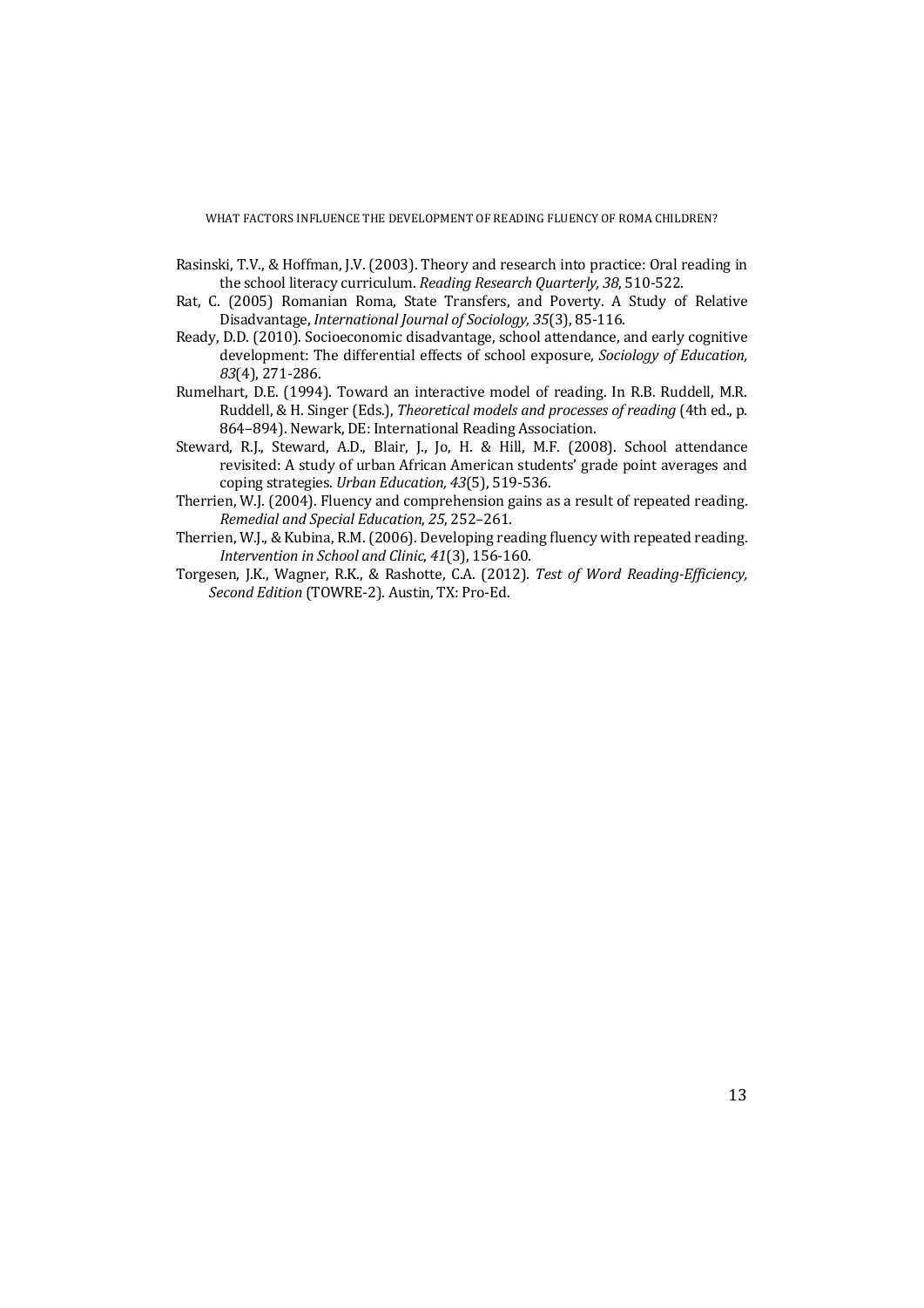Rasinski, T.V., & Hoffman, J.V. (2003). Theory and research into practice: Oral reading in the school literacy curriculum. *Reading Research Quarterly, 38*, 510-522.

Rat, C. (2005) Romanian Roma, State Transfers, and Poverty. A Study of Relative Disadvantage, *International Journal of Sociology, 35*(3), 85-116.

Ready, D.D. (2010). Socioeconomic disadvantage, school attendance, and early cognitive development: The differential effects of school exposure, *Sociology of Education, 83*(4), 271-286.

Rumelhart, D.E. (1994). Toward an interactive model of reading. In R.B. Ruddell, M.R. Ruddell, & H. Singer (Eds.), *Theoretical models and processes of reading* (4th ed., p. 864–894). Newark, DE: International Reading Association.

Steward, R.J., Steward, A.D., Blair, J., Jo, H. & Hill, M.F. (2008). School attendance revisited: A study of urban African American students' grade point averages and coping strategies. *Urban Education, 43*(5), 519-536.

Therrien, W.J. (2004). Fluency and comprehension gains as a result of repeated reading. *Remedial and Special Education, 25*, 252–261.

Therrien, W.J., & Kubina, R.M. (2006). Developing reading fluency with repeated reading. *Intervention in School and Clinic, 41*(3), 156-160.

Torgesen, J.K., Wagner, R.K., & Rashotte, C.A. (2012). *Test of Word Reading-Efficiency, Second Edition* (TOWRE-2). Austin, TX: Pro-Ed.